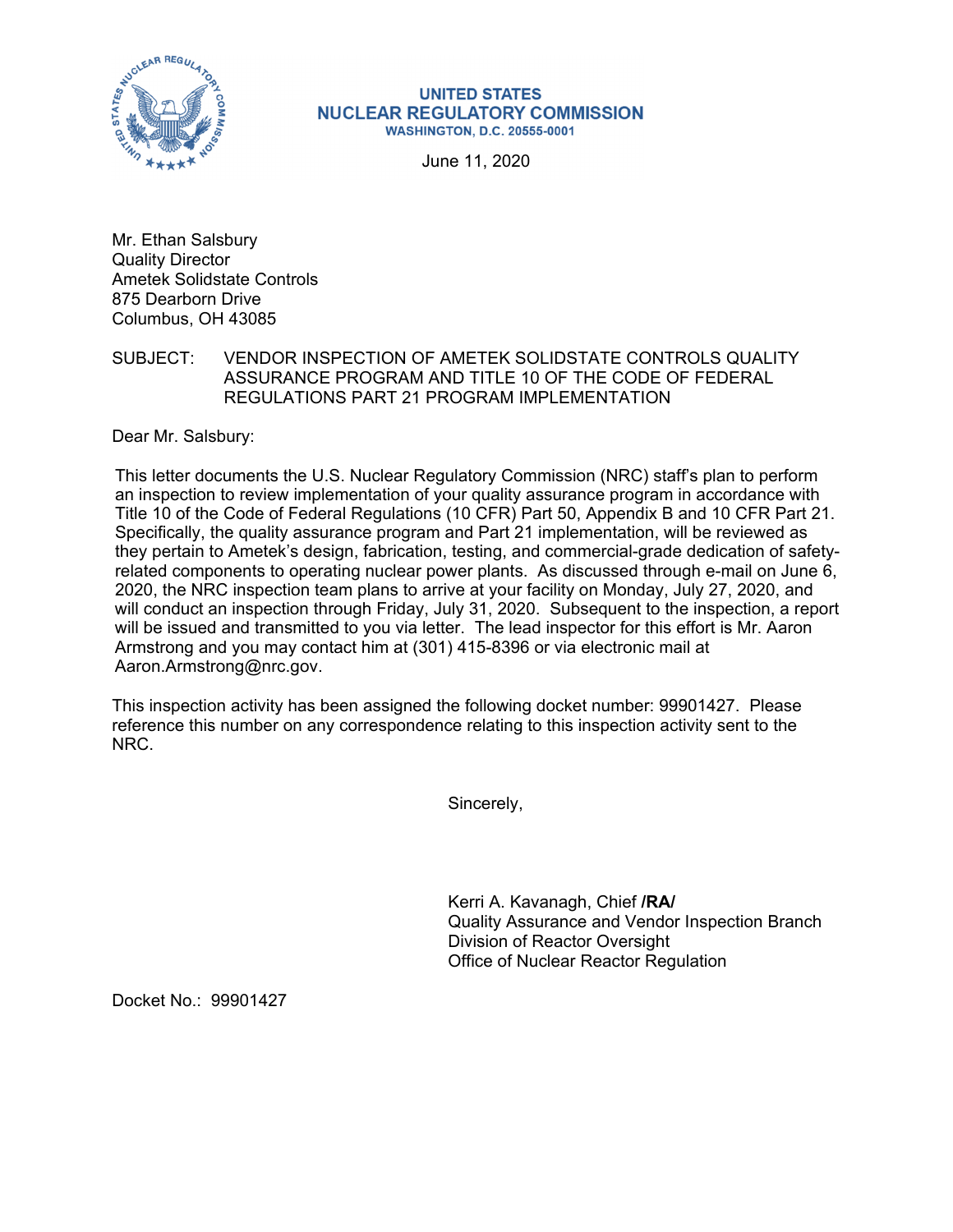**UNITED STATES**
**NUCLEAR REGULATORY COMMISSION**
**WASHINGTON, D.C. 20555-0001**

June 11, 2020

Mr. Ethan Salsbury
Quality Director
Ametek Solidstate Controls
875 Dearborn Drive
Columbus, OH 43085

SUBJECT: VENDOR INSPECTION OF AMETEK SOLIDSTATE CONTROLS QUALITY ASSURANCE PROGRAM AND TITLE 10 OF THE CODE OF FEDERAL REGULATIONS PART 21 PROGRAM IMPLEMENTATION

Dear Mr. Salsbury:

This letter documents the U.S. Nuclear Regulatory Commission (NRC) staff's plan to perform an inspection to review implementation of your quality assurance program in accordance with Title 10 of the Code of Federal Regulations (10 CFR) Part 50, Appendix B and 10 CFR Part 21. Specifically, the quality assurance program and Part 21 implementation, will be reviewed as they pertain to Ametek's design, fabrication, testing, and commercial-grade dedication of safety-related components to operating nuclear power plants. As discussed through e-mail on June 6, 2020, the NRC inspection team plans to arrive at your facility on Monday, July 27, 2020, and will conduct an inspection through Friday, July 31, 2020. Subsequent to the inspection, a report will be issued and transmitted to you via letter. The lead inspector for this effort is Mr. Aaron Armstrong and you may contact him at (301) 415-8396 or via electronic mail at Aaron.Armstrong@nrc.gov.

This inspection activity has been assigned the following docket number: 99901427. Please reference this number on any correspondence relating to this inspection activity sent to the NRC.

Sincerely,

Kerri A. Kavanagh, Chief **/RA/**
Quality Assurance and Vendor Inspection Branch
Division of Reactor Oversight
Office of Nuclear Reactor Regulation

Docket No.: 99901427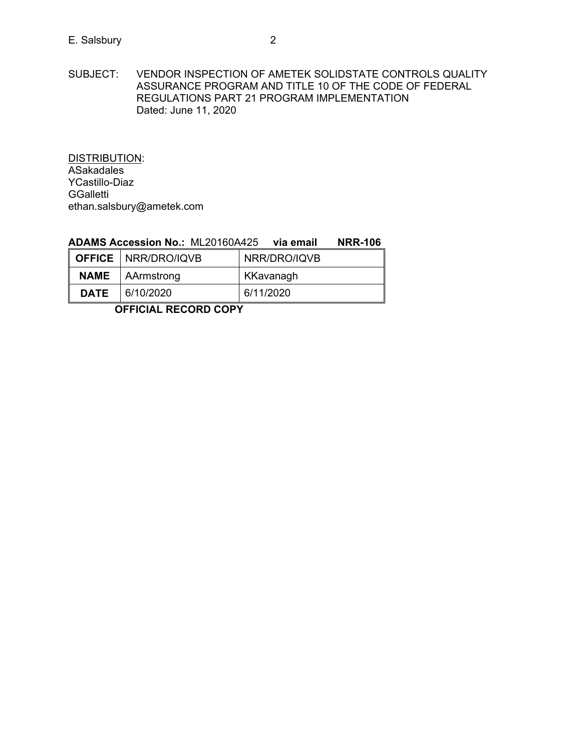SUBJECT: VENDOR INSPECTION OF AMETEK SOLIDSTATE CONTROLS QUALITY ASSURANCE PROGRAM AND TITLE 10 OF THE CODE OF FEDERAL REGULATIONS PART 21 PROGRAM IMPLEMENTATION
Dated: June 11, 2020

DISTRIBUTION:
ASakadales
YCastillo-Diaz
GGalletti
ethan.salsbury@ametek.com

**ADAMS Accession No.:** ML20160A425 **via email** **NRR-106**

| **OFFICE** | NRR/DRO/IQVB | NRR/DRO/IQVB |
|---|---|---|
| **NAME** | AArmstrong | KKavanagh |
| **DATE** | 6/10/2020 | 6/11/2020 |

**OFFICIAL RECORD COPY**